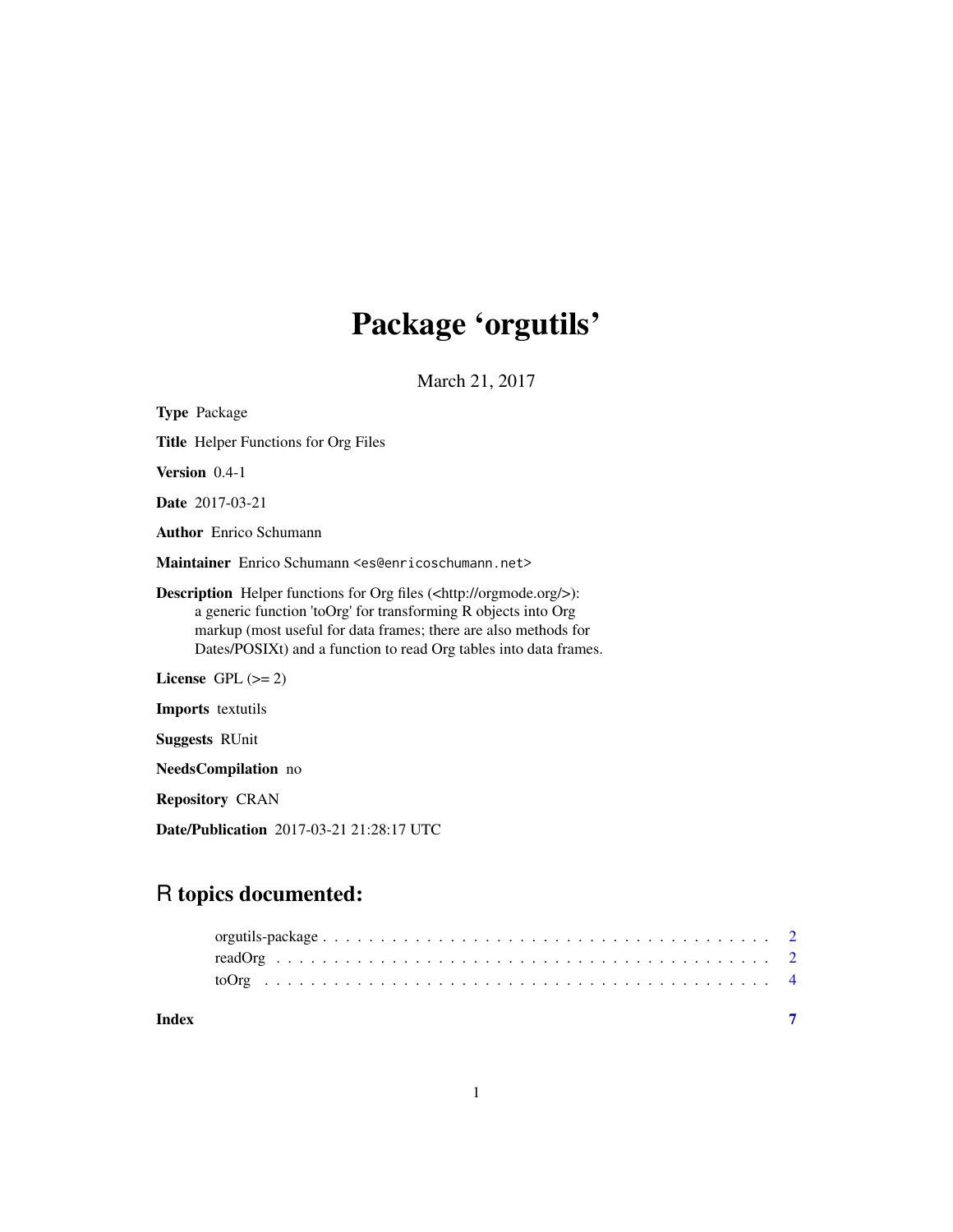# Package 'orgutils'

March 21, 2017

**Type** Package

**Title** Helper Functions for Org Files

**Version** 0.4-1

**Date** 2017-03-21

**Author** Enrico Schumann

**Maintainer** Enrico Schumann <es@enricoschumann.net>

**Description** Helper functions for Org files (<http://orgmode.org/>): a generic function 'toOrg' for transforming R objects into Org markup (most useful for data frames; there are also methods for Dates/POSIXt) and a function to read Org tables into data frames.

**License** GPL (>= 2)

**Imports** textutils

**Suggests** RUnit

**NeedsCompilation** no

**Repository** CRAN

**Date/Publication** 2017-03-21 21:28:17 UTC

## R topics documented:

orgutils-package . . . . . . . . . . . . . . . . . . . . . . . . . . . . . . . . . . . . . . . 2
readOrg . . . . . . . . . . . . . . . . . . . . . . . . . . . . . . . . . . . . . . . . . . . . 2
toOrg . . . . . . . . . . . . . . . . . . . . . . . . . . . . . . . . . . . . . . . . . . . . . 4

**Index** **7**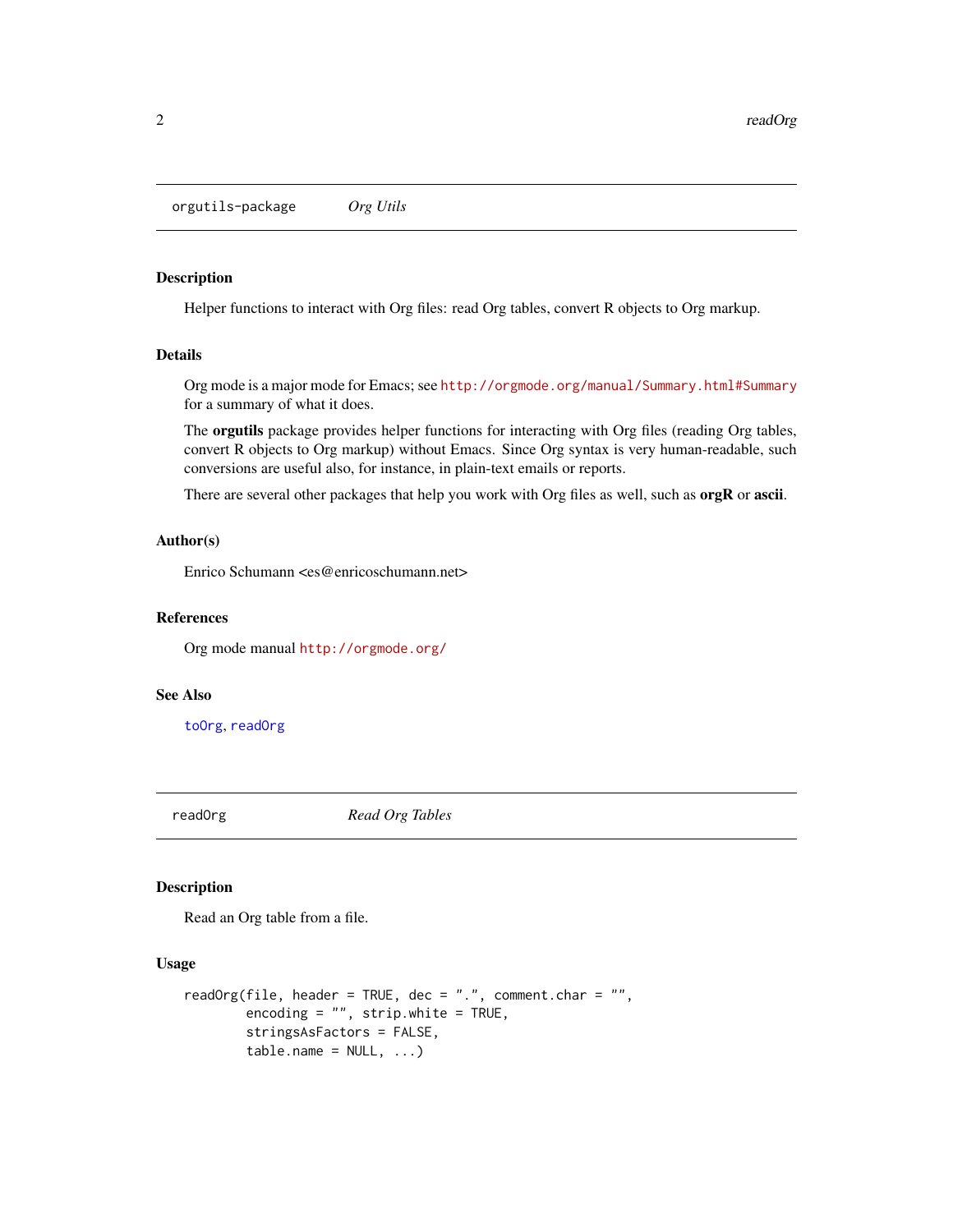## orgutils-package — *Org Utils*

### Description

Helper functions to interact with Org files: read Org tables, convert R objects to Org markup.

### Details

Org mode is a major mode for Emacs; see http://orgmode.org/manual/Summary.html#Summary for a summary of what it does.

The **orgutils** package provides helper functions for interacting with Org files (reading Org tables, convert R objects to Org markup) without Emacs. Since Org syntax is very human-readable, such conversions are useful also, for instance, in plain-text emails or reports.

There are several other packages that help you work with Org files as well, such as **orgR** or **ascii**.

### Author(s)

Enrico Schumann <es@enricoschumann.net>

### References

Org mode manual http://orgmode.org/

### See Also

toOrg, readOrg

## readOrg — *Read Org Tables*

### Description

Read an Org table from a file.

### Usage

```
readOrg(file, header = TRUE, dec = ".", comment.char = "",
        encoding = "", strip.white = TRUE,
        stringsAsFactors = FALSE,
        table.name = NULL, ...)
```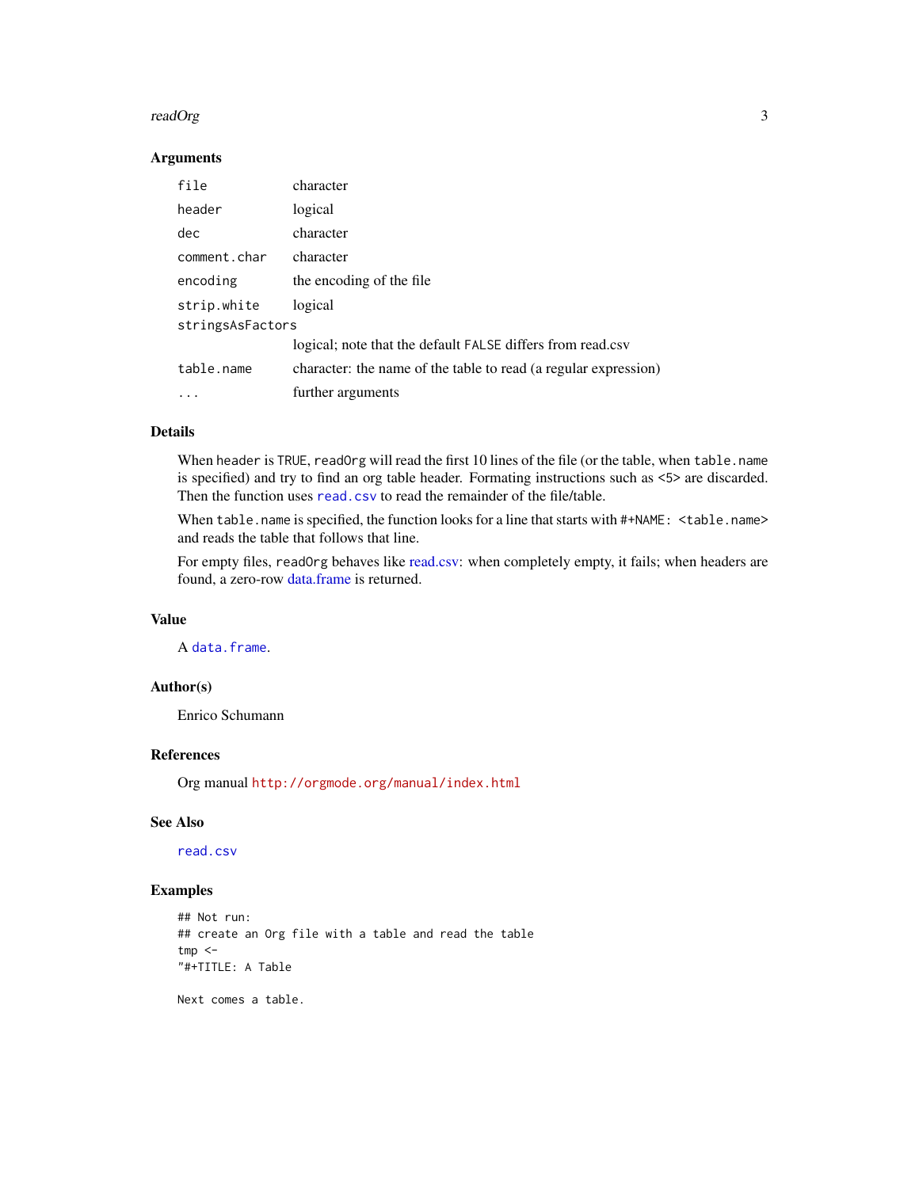### Arguments

| | |
|---|---|
| `file` | character |
| `header` | logical |
| `dec` | character |
| `comment.char` | character |
| `encoding` | the encoding of the file |
| `strip.white` | logical |
| `stringsAsFactors` | logical; note that the default `FALSE` differs from read.csv |
| `table.name` | character: the name of the table to read (a regular expression) |
| `...` | further arguments |

### Details

When `header` is `TRUE`, `readOrg` will read the first 10 lines of the file (or the table, when `table.name` is specified) and try to find an org table header. Formating instructions such as <5> are discarded. Then the function uses `read.csv` to read the remainder of the file/table.

When `table.name` is specified, the function looks for a line that starts with `#+NAME: <table.name>` and reads the table that follows that line.

For empty files, `readOrg` behaves like read.csv: when completely empty, it fails; when headers are found, a zero-row data.frame is returned.

### Value

A `data.frame`.

### Author(s)

Enrico Schumann

### References

Org manual `http://orgmode.org/manual/index.html`

### See Also

`read.csv`

### Examples

```
## Not run:
## create an Org file with a table and read the table
tmp <-
"#+TITLE: A Table

Next comes a table.
```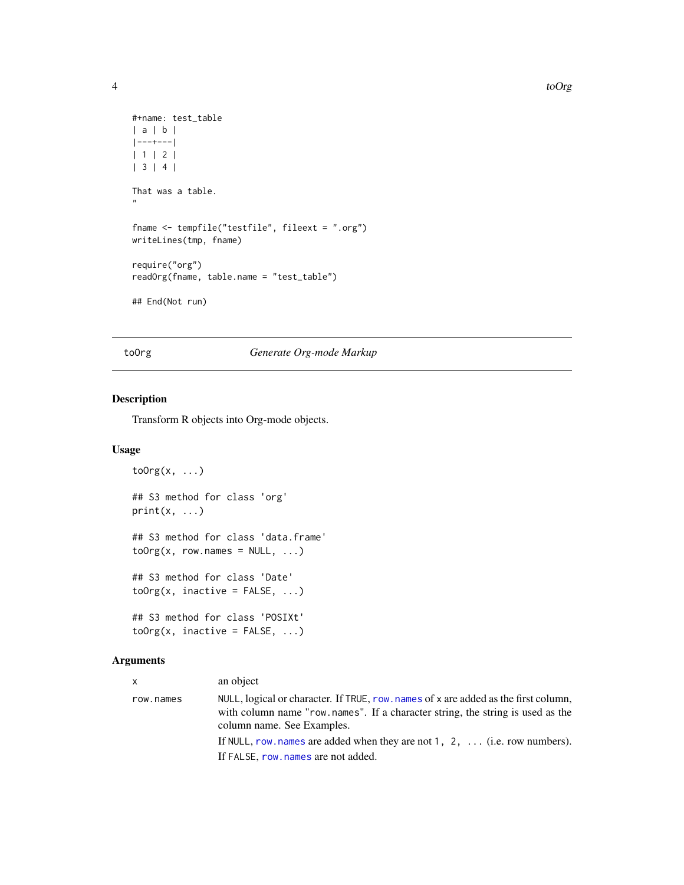```
#+name: test_table
| a | b |
|---+---|
| 1 | 2 |
| 3 | 4 |

That was a table.
"

fname <- tempfile("testfile", fileext = ".org")
writeLines(tmp, fname)

require("org")
readOrg(fname, table.name = "test_table")

## End(Not run)
```

---

toOrg *Generate Org-mode Markup*

---

## Description

Transform R objects into Org-mode objects.

## Usage

```
toOrg(x, ...)

## S3 method for class 'org'
print(x, ...)

## S3 method for class 'data.frame'
toOrg(x, row.names = NULL, ...)

## S3 method for class 'Date'
toOrg(x, inactive = FALSE, ...)

## S3 method for class 'POSIXt'
toOrg(x, inactive = FALSE, ...)
```

## Arguments

| | |
|---|---|
| `x` | an object |
| `row.names` | `NULL`, logical or character. If `TRUE`, `row.names` of `x` are added as the first column, with column name `"row.names"`. If a character string, the string is used as the column name. See Examples.<br><br>If `NULL`, `row.names` are added when they are not `1, 2, ...` (i.e. row numbers). If `FALSE`, `row.names` are not added. |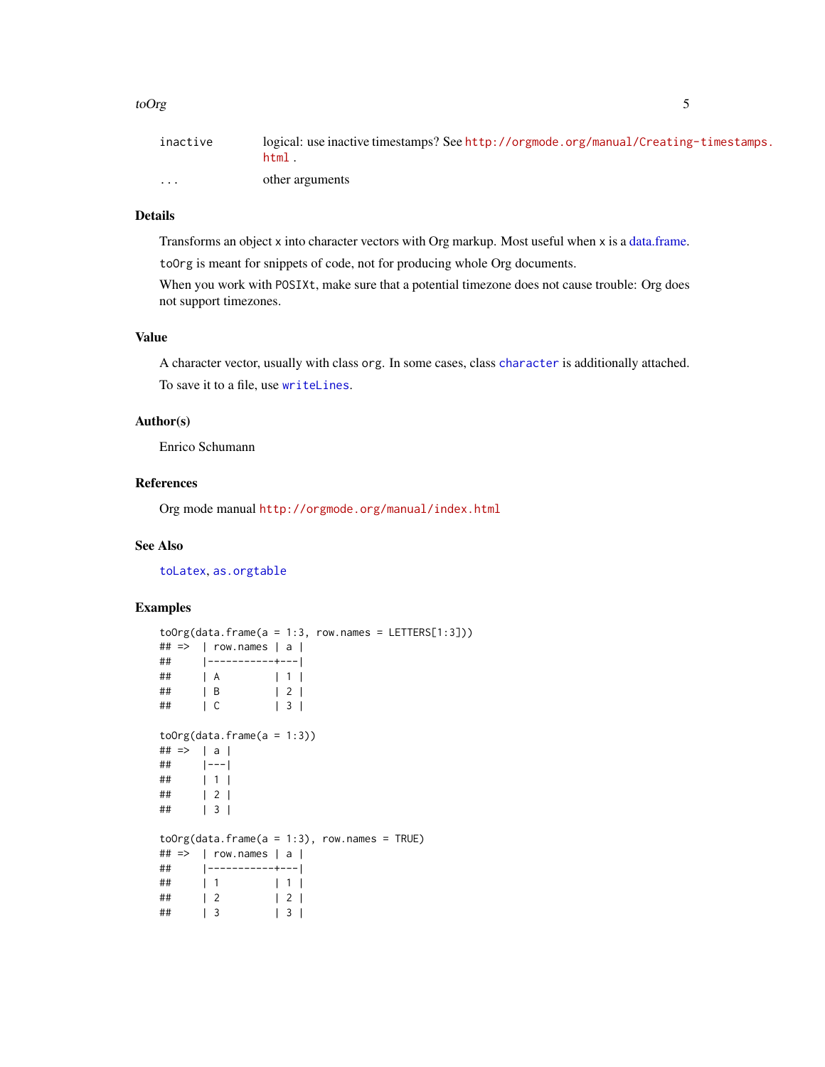| | |
|---|---|
| inactive | logical: use inactive timestamps? See http://orgmode.org/manual/Creating-timestamps.html . |
| ... | other arguments |

### Details

Transforms an object x into character vectors with Org markup. Most useful when x is a data.frame.

toOrg is meant for snippets of code, not for producing whole Org documents.

When you work with POSIXt, make sure that a potential timezone does not cause trouble: Org does not support timezones.

### Value

A character vector, usually with class org. In some cases, class character is additionally attached.

To save it to a file, use writeLines.

### Author(s)

Enrico Schumann

### References

Org mode manual http://orgmode.org/manual/index.html

### See Also

toLatex, as.orgtable

### Examples

```
toOrg(data.frame(a = 1:3, row.names = LETTERS[1:3]))
## =>  | row.names | a |
##     |-----------+---|
##     | A         | 1 |
##     | B         | 2 |
##     | C         | 3 |

toOrg(data.frame(a = 1:3))
## =>  | a |
##     |---|
##     | 1 |
##     | 2 |
##     | 3 |

toOrg(data.frame(a = 1:3), row.names = TRUE)
## =>  | row.names | a |
##     |-----------+---|
##     | 1         | 1 |
##     | 2         | 2 |
##     | 3         | 3 |
```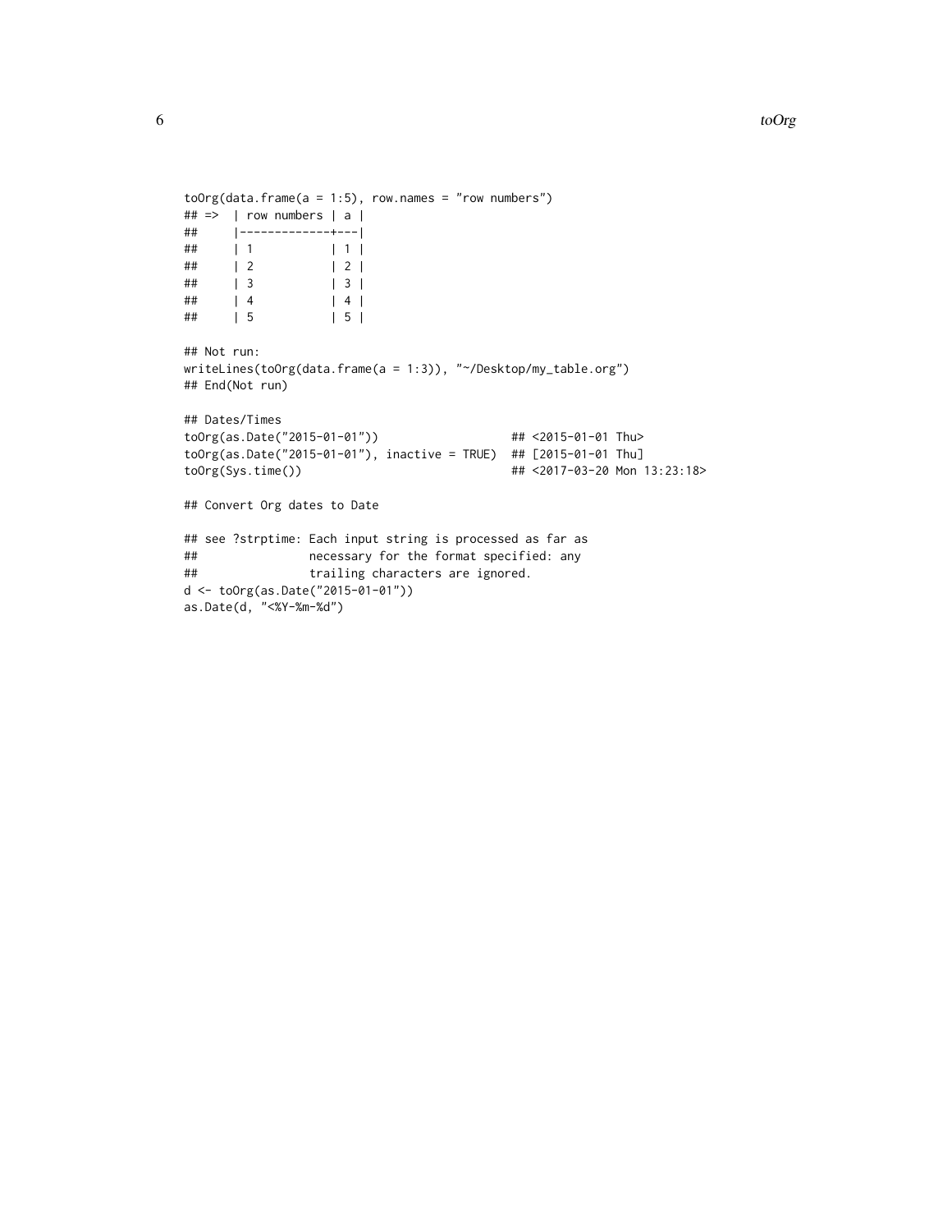```
toOrg(data.frame(a = 1:5), row.names = "row numbers")
## =>  | row numbers | a |
##     |-------------+---|
##     | 1           | 1 |
##     | 2           | 2 |
##     | 3           | 3 |
##     | 4           | 4 |
##     | 5           | 5 |

## Not run:
writeLines(toOrg(data.frame(a = 1:3)), "~/Desktop/my_table.org")
## End(Not run)

## Dates/Times
toOrg(as.Date("2015-01-01"))                   ## <2015-01-01 Thu>
toOrg(as.Date("2015-01-01"), inactive = TRUE)  ## [2015-01-01 Thu]
toOrg(Sys.time())                              ## <2017-03-20 Mon 13:23:18>

## Convert Org dates to Date

## see ?strptime: Each input string is processed as far as
##                necessary for the format specified: any
##                trailing characters are ignored.
d <- toOrg(as.Date("2015-01-01"))
as.Date(d, "<%Y-%m-%d")
```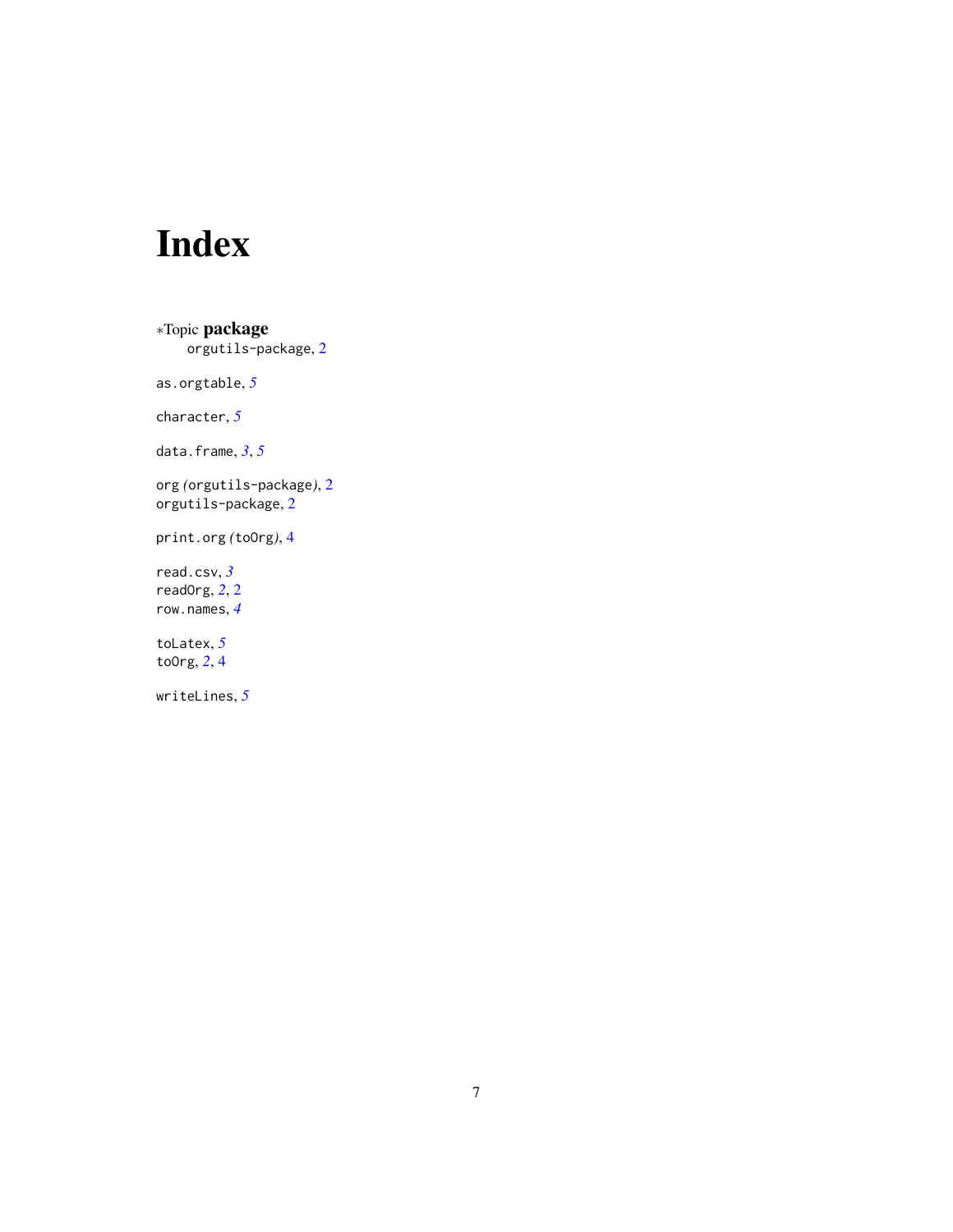# Index

*Topic **package**
    orgutils-package, 2

as.orgtable, *5*

character, *5*

data.frame, *3*, *5*

org *(*orgutils-package*)*, 2
orgutils-package, 2

print.org *(*toOrg*)*, 4

read.csv, *3*
readOrg, *2*, 2
row.names, *4*

toLatex, *5*
toOrg, *2*, 4

writeLines, *5*